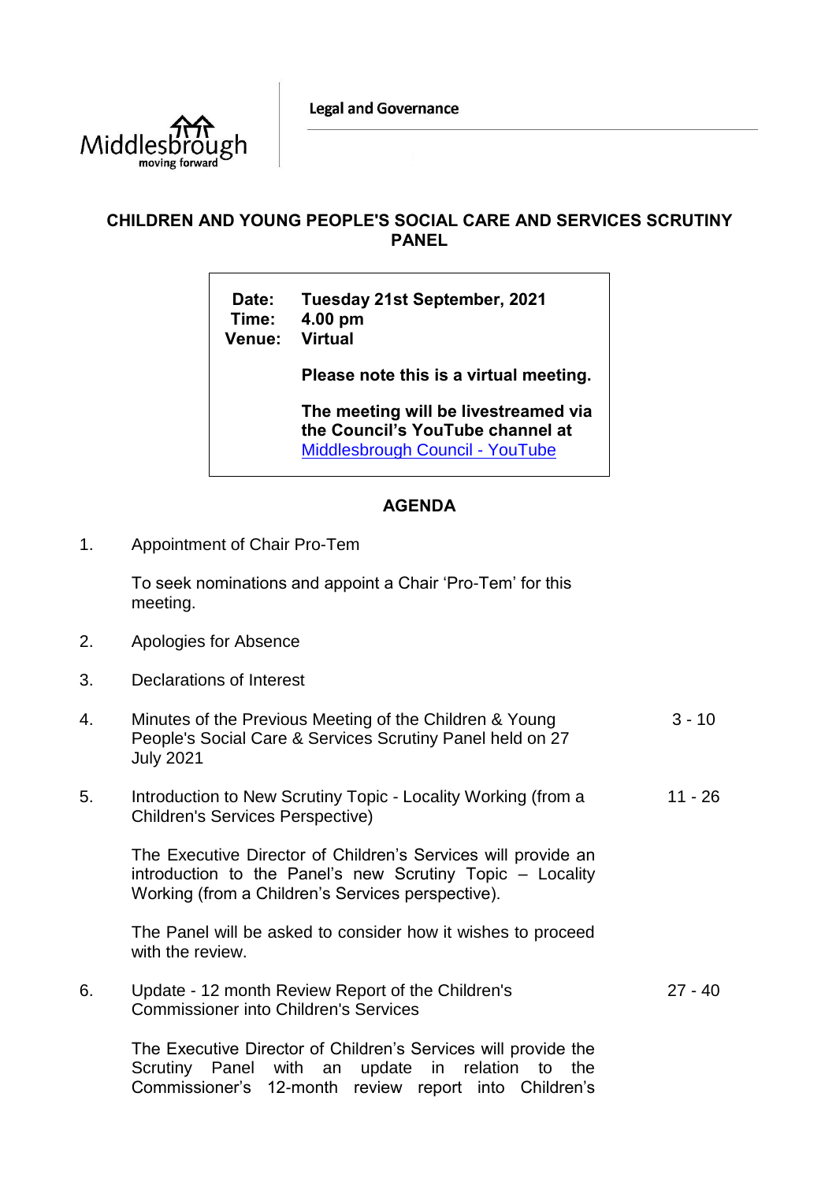Legal and Governance

# CHILDREN AND YOUNG PEOPLE'S SOCIAL CARE AND SERVICES SCRUTINY PANEL

**Date:** Tuesday 21st September, 2021
**Time:** 4.00 pm
**Venue:** Virtual

**Please note this is a virtual meeting.**

**The meeting will be livestreamed via the Council's YouTube channel at** [Middlesbrough Council - YouTube]

## AGENDA

1. Appointment of Chair Pro-Tem

   To seek nominations and appoint a Chair 'Pro-Tem' for this meeting.

2. Apologies for Absence

3. Declarations of Interest

4. Minutes of the Previous Meeting of the Children & Young People's Social Care & Services Scrutiny Panel held on 27 July 2021 — 3 - 10

5. Introduction to New Scrutiny Topic - Locality Working (from a Children's Services Perspective) — 11 - 26

   The Executive Director of Children's Services will provide an introduction to the Panel's new Scrutiny Topic – Locality Working (from a Children's Services perspective).

   The Panel will be asked to consider how it wishes to proceed with the review.

6. Update - 12 month Review Report of the Children's Commissioner into Children's Services — 27 - 40

   The Executive Director of Children's Services will provide the Scrutiny Panel with an update in relation to the Commissioner's 12-month review report into Children's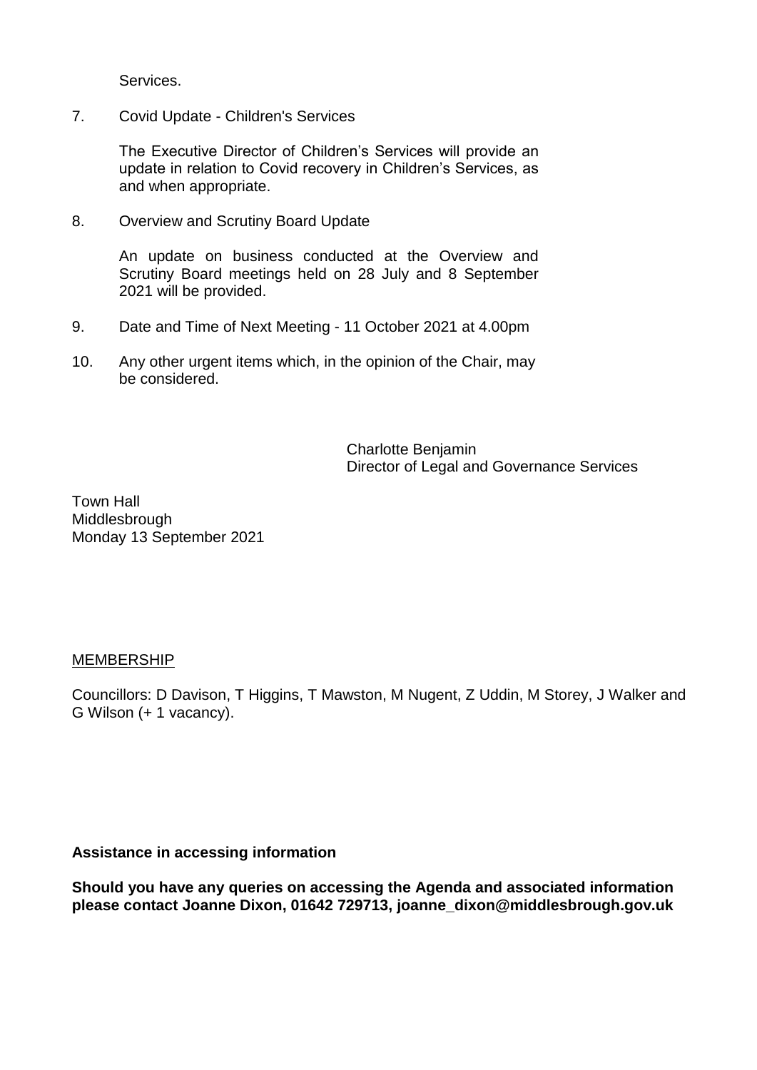Services.

7. Covid Update - Children's Services

   The Executive Director of Children's Services will provide an update in relation to Covid recovery in Children's Services, as and when appropriate.

8. Overview and Scrutiny Board Update

   An update on business conducted at the Overview and Scrutiny Board meetings held on 28 July and 8 September 2021 will be provided.

9. Date and Time of Next Meeting - 11 October 2021 at 4.00pm

10. Any other urgent items which, in the opinion of the Chair, may be considered.

Charlotte Benjamin
Director of Legal and Governance Services

Town Hall
Middlesbrough
Monday 13 September 2021

MEMBERSHIP

Councillors: D Davison, T Higgins, T Mawston, M Nugent, Z Uddin, M Storey, J Walker and G Wilson (+ 1 vacancy).

**Assistance in accessing information**

**Should you have any queries on accessing the Agenda and associated information please contact Joanne Dixon, 01642 729713, joanne_dixon@middlesbrough.gov.uk**